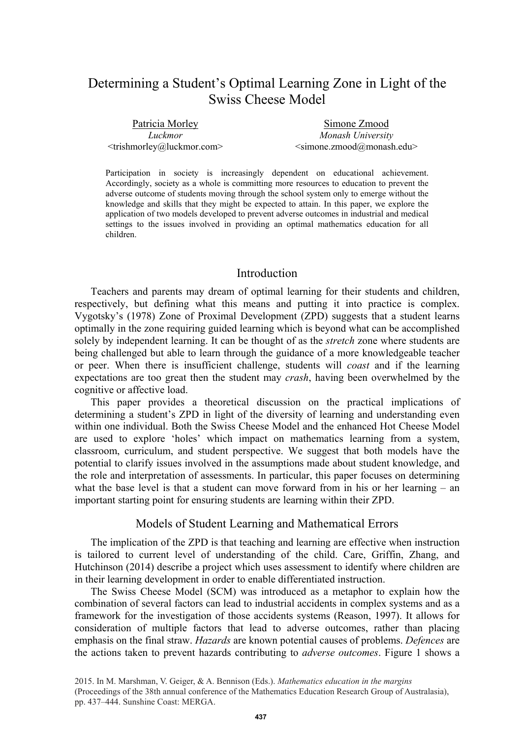# Determining a Student's Optimal Learning Zone in Light of the Swiss Cheese Model

Patricia Morley
*Luckmor*
<trishmorley@luckmor.com>

Simone Zmood
*Monash University*
<simone.zmood@monash.edu>

Participation in society is increasingly dependent on educational achievement. Accordingly, society as a whole is committing more resources to education to prevent the adverse outcome of students moving through the school system only to emerge without the knowledge and skills that they might be expected to attain. In this paper, we explore the application of two models developed to prevent adverse outcomes in industrial and medical settings to the issues involved in providing an optimal mathematics education for all children.

## Introduction

Teachers and parents may dream of optimal learning for their students and children, respectively, but defining what this means and putting it into practice is complex. Vygotsky's (1978) Zone of Proximal Development (ZPD) suggests that a student learns optimally in the zone requiring guided learning which is beyond what can be accomplished solely by independent learning. It can be thought of as the *stretch* zone where students are being challenged but able to learn through the guidance of a more knowledgeable teacher or peer. When there is insufficient challenge, students will *coast* and if the learning expectations are too great then the student may *crash*, having been overwhelmed by the cognitive or affective load.

This paper provides a theoretical discussion on the practical implications of determining a student's ZPD in light of the diversity of learning and understanding even within one individual. Both the Swiss Cheese Model and the enhanced Hot Cheese Model are used to explore 'holes' which impact on mathematics learning from a system, classroom, curriculum, and student perspective. We suggest that both models have the potential to clarify issues involved in the assumptions made about student knowledge, and the role and interpretation of assessments. In particular, this paper focuses on determining what the base level is that a student can move forward from in his or her learning – an important starting point for ensuring students are learning within their ZPD.

## Models of Student Learning and Mathematical Errors

The implication of the ZPD is that teaching and learning are effective when instruction is tailored to current level of understanding of the child. Care, Griffin, Zhang, and Hutchinson (2014) describe a project which uses assessment to identify where children are in their learning development in order to enable differentiated instruction.

The Swiss Cheese Model (SCM) was introduced as a metaphor to explain how the combination of several factors can lead to industrial accidents in complex systems and as a framework for the investigation of those accidents systems (Reason, 1997). It allows for consideration of multiple factors that lead to adverse outcomes, rather than placing emphasis on the final straw. *Hazards* are known potential causes of problems. *Defences* are the actions taken to prevent hazards contributing to *adverse outcomes*. Figure 1 shows a

2015. In M. Marshman, V. Geiger, & A. Bennison (Eds.). *Mathematics education in the margins* (Proceedings of the 38th annual conference of the Mathematics Education Research Group of Australasia), pp. 437–444. Sunshine Coast: MERGA.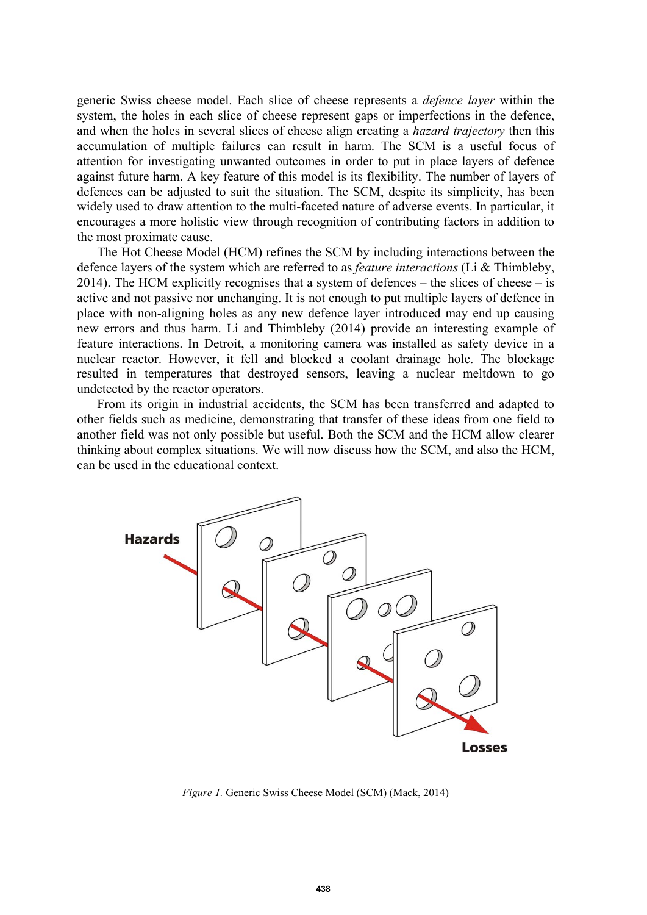generic Swiss cheese model. Each slice of cheese represents a *defence layer* within the system, the holes in each slice of cheese represent gaps or imperfections in the defence, and when the holes in several slices of cheese align creating a *hazard trajectory* then this accumulation of multiple failures can result in harm. The SCM is a useful focus of attention for investigating unwanted outcomes in order to put in place layers of defence against future harm. A key feature of this model is its flexibility. The number of layers of defences can be adjusted to suit the situation. The SCM, despite its simplicity, has been widely used to draw attention to the multi-faceted nature of adverse events. In particular, it encourages a more holistic view through recognition of contributing factors in addition to the most proximate cause.

The Hot Cheese Model (HCM) refines the SCM by including interactions between the defence layers of the system which are referred to as *feature interactions* (Li & Thimbleby, 2014). The HCM explicitly recognises that a system of defences – the slices of cheese – is active and not passive nor unchanging. It is not enough to put multiple layers of defence in place with non-aligning holes as any new defence layer introduced may end up causing new errors and thus harm. Li and Thimbleby (2014) provide an interesting example of feature interactions. In Detroit, a monitoring camera was installed as safety device in a nuclear reactor. However, it fell and blocked a coolant drainage hole. The blockage resulted in temperatures that destroyed sensors, leaving a nuclear meltdown to go undetected by the reactor operators.

From its origin in industrial accidents, the SCM has been transferred and adapted to other fields such as medicine, demonstrating that transfer of these ideas from one field to another field was not only possible but useful. Both the SCM and the HCM allow clearer thinking about complex situations. We will now discuss how the SCM, and also the HCM, can be used in the educational context.

*Figure 1.* Generic Swiss Cheese Model (SCM) (Mack, 2014)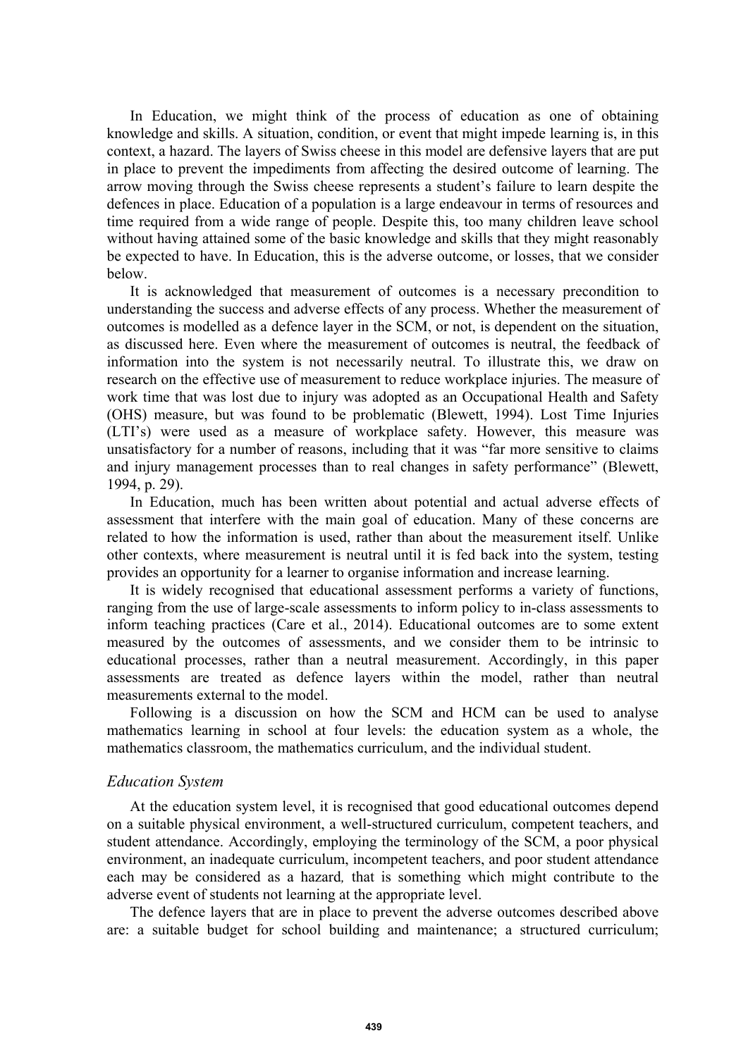In Education, we might think of the process of education as one of obtaining knowledge and skills. A situation, condition, or event that might impede learning is, in this context, a hazard. The layers of Swiss cheese in this model are defensive layers that are put in place to prevent the impediments from affecting the desired outcome of learning. The arrow moving through the Swiss cheese represents a student's failure to learn despite the defences in place. Education of a population is a large endeavour in terms of resources and time required from a wide range of people. Despite this, too many children leave school without having attained some of the basic knowledge and skills that they might reasonably be expected to have. In Education, this is the adverse outcome, or losses, that we consider below.

It is acknowledged that measurement of outcomes is a necessary precondition to understanding the success and adverse effects of any process. Whether the measurement of outcomes is modelled as a defence layer in the SCM, or not, is dependent on the situation, as discussed here. Even where the measurement of outcomes is neutral, the feedback of information into the system is not necessarily neutral. To illustrate this, we draw on research on the effective use of measurement to reduce workplace injuries. The measure of work time that was lost due to injury was adopted as an Occupational Health and Safety (OHS) measure, but was found to be problematic (Blewett, 1994). Lost Time Injuries (LTI's) were used as a measure of workplace safety. However, this measure was unsatisfactory for a number of reasons, including that it was "far more sensitive to claims and injury management processes than to real changes in safety performance" (Blewett, 1994, p. 29).

In Education, much has been written about potential and actual adverse effects of assessment that interfere with the main goal of education. Many of these concerns are related to how the information is used, rather than about the measurement itself. Unlike other contexts, where measurement is neutral until it is fed back into the system, testing provides an opportunity for a learner to organise information and increase learning.

It is widely recognised that educational assessment performs a variety of functions, ranging from the use of large-scale assessments to inform policy to in-class assessments to inform teaching practices (Care et al., 2014). Educational outcomes are to some extent measured by the outcomes of assessments, and we consider them to be intrinsic to educational processes, rather than a neutral measurement. Accordingly, in this paper assessments are treated as defence layers within the model, rather than neutral measurements external to the model.

Following is a discussion on how the SCM and HCM can be used to analyse mathematics learning in school at four levels: the education system as a whole, the mathematics classroom, the mathematics curriculum, and the individual student.

### *Education System*

At the education system level, it is recognised that good educational outcomes depend on a suitable physical environment, a well-structured curriculum, competent teachers, and student attendance. Accordingly, employing the terminology of the SCM, a poor physical environment, an inadequate curriculum, incompetent teachers, and poor student attendance each may be considered as a *hazard*, that is something which might contribute to the adverse event of students not learning at the appropriate level.

The defence layers that are in place to prevent the adverse outcomes described above are: a suitable budget for school building and maintenance; a structured curriculum;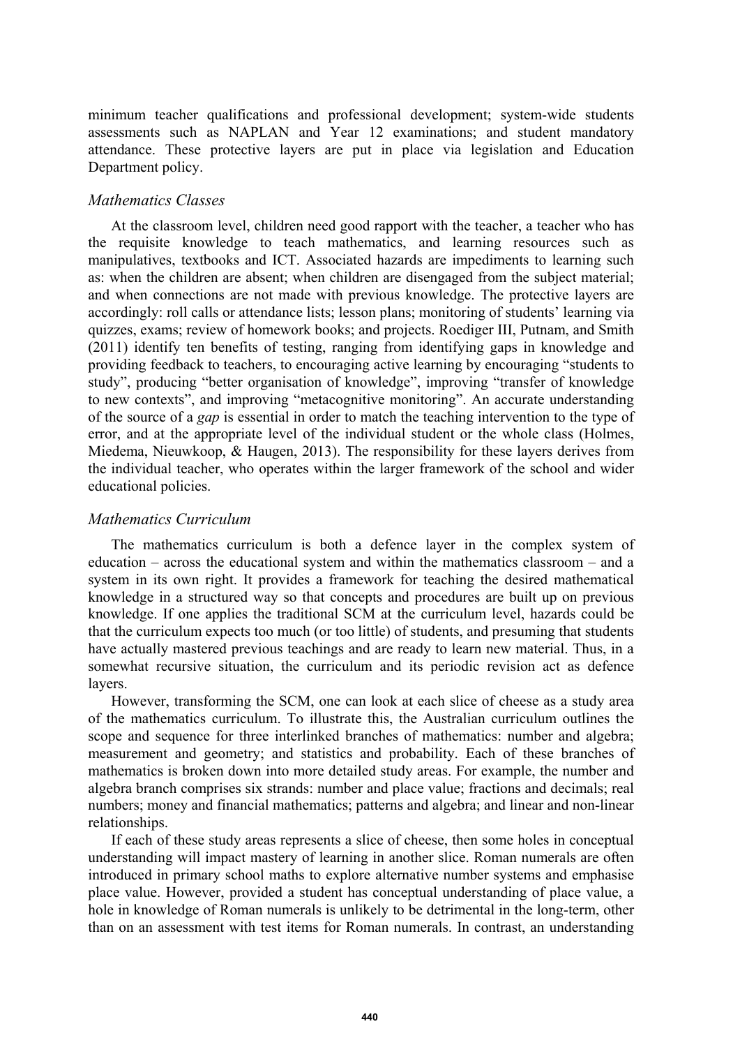minimum teacher qualifications and professional development; system-wide students assessments such as NAPLAN and Year 12 examinations; and student mandatory attendance. These protective layers are put in place via legislation and Education Department policy.

### *Mathematics Classes*

At the classroom level, children need good rapport with the teacher, a teacher who has the requisite knowledge to teach mathematics, and learning resources such as manipulatives, textbooks and ICT. Associated hazards are impediments to learning such as: when the children are absent; when children are disengaged from the subject material; and when connections are not made with previous knowledge. The protective layers are accordingly: roll calls or attendance lists; lesson plans; monitoring of students' learning via quizzes, exams; review of homework books; and projects. Roediger III, Putnam, and Smith (2011) identify ten benefits of testing, ranging from identifying gaps in knowledge and providing feedback to teachers, to encouraging active learning by encouraging "students to study", producing "better organisation of knowledge", improving "transfer of knowledge to new contexts", and improving "metacognitive monitoring". An accurate understanding of the source of a *gap* is essential in order to match the teaching intervention to the type of error, and at the appropriate level of the individual student or the whole class (Holmes, Miedema, Nieuwkoop, & Haugen, 2013). The responsibility for these layers derives from the individual teacher, who operates within the larger framework of the school and wider educational policies.

### *Mathematics Curriculum*

The mathematics curriculum is both a defence layer in the complex system of education – across the educational system and within the mathematics classroom – and a system in its own right. It provides a framework for teaching the desired mathematical knowledge in a structured way so that concepts and procedures are built up on previous knowledge. If one applies the traditional SCM at the curriculum level, hazards could be that the curriculum expects too much (or too little) of students, and presuming that students have actually mastered previous teachings and are ready to learn new material. Thus, in a somewhat recursive situation, the curriculum and its periodic revision act as defence layers.

However, transforming the SCM, one can look at each slice of cheese as a study area of the mathematics curriculum. To illustrate this, the Australian curriculum outlines the scope and sequence for three interlinked branches of mathematics: number and algebra; measurement and geometry; and statistics and probability. Each of these branches of mathematics is broken down into more detailed study areas. For example, the number and algebra branch comprises six strands: number and place value; fractions and decimals; real numbers; money and financial mathematics; patterns and algebra; and linear and non-linear relationships.

If each of these study areas represents a slice of cheese, then some holes in conceptual understanding will impact mastery of learning in another slice. Roman numerals are often introduced in primary school maths to explore alternative number systems and emphasise place value. However, provided a student has conceptual understanding of place value, a hole in knowledge of Roman numerals is unlikely to be detrimental in the long-term, other than on an assessment with test items for Roman numerals. In contrast, an understanding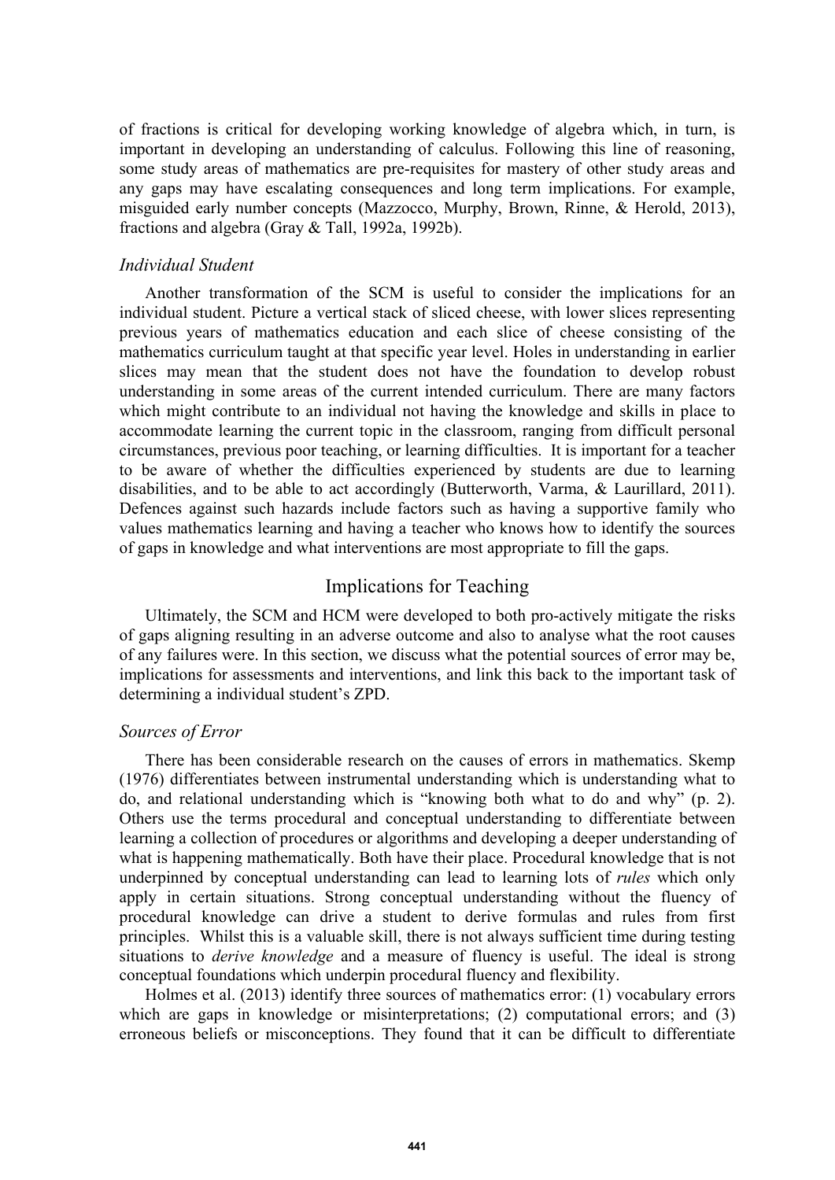of fractions is critical for developing working knowledge of algebra which, in turn, is important in developing an understanding of calculus. Following this line of reasoning, some study areas of mathematics are pre-requisites for mastery of other study areas and any gaps may have escalating consequences and long term implications. For example, misguided early number concepts (Mazzocco, Murphy, Brown, Rinne, & Herold, 2013), fractions and algebra (Gray & Tall, 1992a, 1992b).

### *Individual Student*

Another transformation of the SCM is useful to consider the implications for an individual student. Picture a vertical stack of sliced cheese, with lower slices representing previous years of mathematics education and each slice of cheese consisting of the mathematics curriculum taught at that specific year level. Holes in understanding in earlier slices may mean that the student does not have the foundation to develop robust understanding in some areas of the current intended curriculum. There are many factors which might contribute to an individual not having the knowledge and skills in place to accommodate learning the current topic in the classroom, ranging from difficult personal circumstances, previous poor teaching, or learning difficulties. It is important for a teacher to be aware of whether the difficulties experienced by students are due to learning disabilities, and to be able to act accordingly (Butterworth, Varma, & Laurillard, 2011). Defences against such hazards include factors such as having a supportive family who values mathematics learning and having a teacher who knows how to identify the sources of gaps in knowledge and what interventions are most appropriate to fill the gaps.

## Implications for Teaching

Ultimately, the SCM and HCM were developed to both pro-actively mitigate the risks of gaps aligning resulting in an adverse outcome and also to analyse what the root causes of any failures were. In this section, we discuss what the potential sources of error may be, implications for assessments and interventions, and link this back to the important task of determining a individual student's ZPD.

### *Sources of Error*

There has been considerable research on the causes of errors in mathematics. Skemp (1976) differentiates between instrumental understanding which is understanding what to do, and relational understanding which is "knowing both what to do and why" (p. 2). Others use the terms procedural and conceptual understanding to differentiate between learning a collection of procedures or algorithms and developing a deeper understanding of what is happening mathematically. Both have their place. Procedural knowledge that is not underpinned by conceptual understanding can lead to learning lots of *rules* which only apply in certain situations. Strong conceptual understanding without the fluency of procedural knowledge can drive a student to derive formulas and rules from first principles. Whilst this is a valuable skill, there is not always sufficient time during testing situations to *derive knowledge* and a measure of fluency is useful. The ideal is strong conceptual foundations which underpin procedural fluency and flexibility.

Holmes et al. (2013) identify three sources of mathematics error: (1) vocabulary errors which are gaps in knowledge or misinterpretations; (2) computational errors; and (3) erroneous beliefs or misconceptions. They found that it can be difficult to differentiate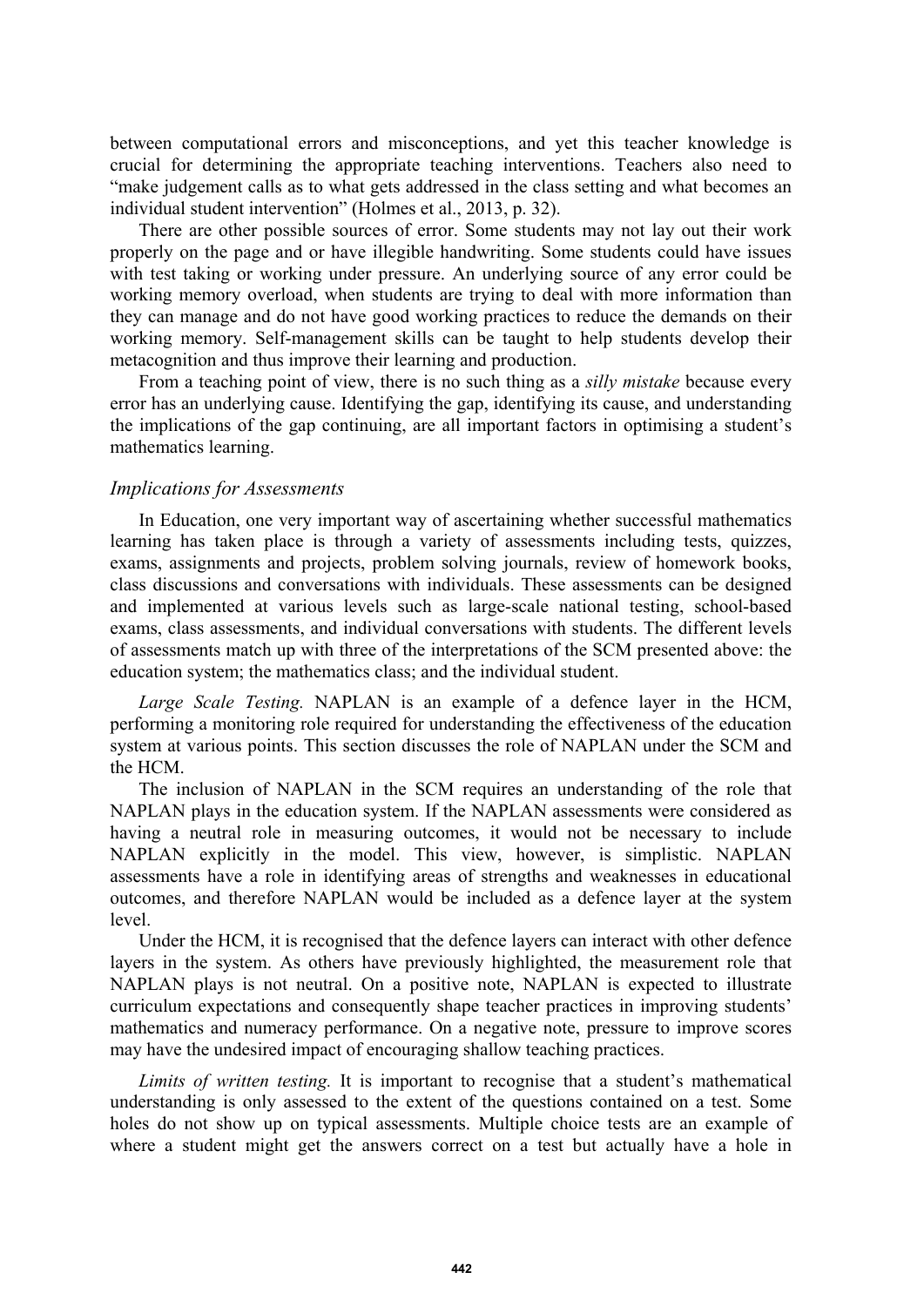between computational errors and misconceptions, and yet this teacher knowledge is crucial for determining the appropriate teaching interventions. Teachers also need to "make judgement calls as to what gets addressed in the class setting and what becomes an individual student intervention" (Holmes et al., 2013, p. 32).

There are other possible sources of error. Some students may not lay out their work properly on the page and or have illegible handwriting. Some students could have issues with test taking or working under pressure. An underlying source of any error could be working memory overload, when students are trying to deal with more information than they can manage and do not have good working practices to reduce the demands on their working memory. Self-management skills can be taught to help students develop their metacognition and thus improve their learning and production.

From a teaching point of view, there is no such thing as a *silly mistake* because every error has an underlying cause. Identifying the gap, identifying its cause, and understanding the implications of the gap continuing, are all important factors in optimising a student's mathematics learning.

### *Implications for Assessments*

In Education, one very important way of ascertaining whether successful mathematics learning has taken place is through a variety of assessments including tests, quizzes, exams, assignments and projects, problem solving journals, review of homework books, class discussions and conversations with individuals. These assessments can be designed and implemented at various levels such as large-scale national testing, school-based exams, class assessments, and individual conversations with students. The different levels of assessments match up with three of the interpretations of the SCM presented above: the education system; the mathematics class; and the individual student.

*Large Scale Testing.* NAPLAN is an example of a defence layer in the HCM, performing a monitoring role required for understanding the effectiveness of the education system at various points. This section discusses the role of NAPLAN under the SCM and the HCM.

The inclusion of NAPLAN in the SCM requires an understanding of the role that NAPLAN plays in the education system. If the NAPLAN assessments were considered as having a neutral role in measuring outcomes, it would not be necessary to include NAPLAN explicitly in the model. This view, however, is simplistic. NAPLAN assessments have a role in identifying areas of strengths and weaknesses in educational outcomes, and therefore NAPLAN would be included as a defence layer at the system level.

Under the HCM, it is recognised that the defence layers can interact with other defence layers in the system. As others have previously highlighted, the measurement role that NAPLAN plays is not neutral. On a positive note, NAPLAN is expected to illustrate curriculum expectations and consequently shape teacher practices in improving students' mathematics and numeracy performance. On a negative note, pressure to improve scores may have the undesired impact of encouraging shallow teaching practices.

*Limits of written testing.* It is important to recognise that a student's mathematical understanding is only assessed to the extent of the questions contained on a test. Some holes do not show up on typical assessments. Multiple choice tests are an example of where a student might get the answers correct on a test but actually have a hole in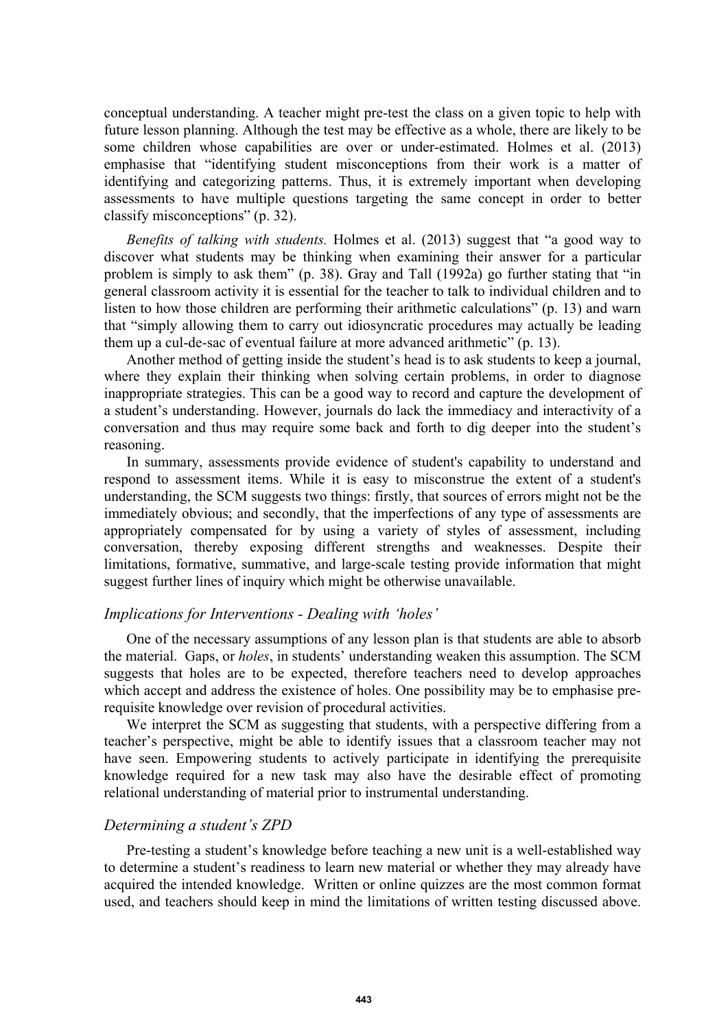conceptual understanding. A teacher might pre-test the class on a given topic to help with future lesson planning. Although the test may be effective as a whole, there are likely to be some children whose capabilities are over or under-estimated. Holmes et al. (2013) emphasise that "identifying student misconceptions from their work is a matter of identifying and categorizing patterns. Thus, it is extremely important when developing assessments to have multiple questions targeting the same concept in order to better classify misconceptions" (p. 32).

*Benefits of talking with students.* Holmes et al. (2013) suggest that "a good way to discover what students may be thinking when examining their answer for a particular problem is simply to ask them" (p. 38). Gray and Tall (1992a) go further stating that "in general classroom activity it is essential for the teacher to talk to individual children and to listen to how those children are performing their arithmetic calculations" (p. 13) and warn that "simply allowing them to carry out idiosyncratic procedures may actually be leading them up a cul-de-sac of eventual failure at more advanced arithmetic" (p. 13).

Another method of getting inside the student's head is to ask students to keep a journal, where they explain their thinking when solving certain problems, in order to diagnose inappropriate strategies. This can be a good way to record and capture the development of a student's understanding. However, journals do lack the immediacy and interactivity of a conversation and thus may require some back and forth to dig deeper into the student's reasoning.

In summary, assessments provide evidence of student's capability to understand and respond to assessment items. While it is easy to misconstrue the extent of a student's understanding, the SCM suggests two things: firstly, that sources of errors might not be the immediately obvious; and secondly, that the imperfections of any type of assessments are appropriately compensated for by using a variety of styles of assessment, including conversation, thereby exposing different strengths and weaknesses. Despite their limitations, formative, summative, and large-scale testing provide information that might suggest further lines of inquiry which might be otherwise unavailable.

### *Implications for Interventions - Dealing with 'holes'*

One of the necessary assumptions of any lesson plan is that students are able to absorb the material. Gaps, or *holes*, in students' understanding weaken this assumption. The SCM suggests that holes are to be expected, therefore teachers need to develop approaches which accept and address the existence of holes. One possibility may be to emphasise pre-requisite knowledge over revision of procedural activities.

We interpret the SCM as suggesting that students, with a perspective differing from a teacher's perspective, might be able to identify issues that a classroom teacher may not have seen. Empowering students to actively participate in identifying the prerequisite knowledge required for a new task may also have the desirable effect of promoting relational understanding of material prior to instrumental understanding.

### *Determining a student's ZPD*

Pre-testing a student's knowledge before teaching a new unit is a well-established way to determine a student's readiness to learn new material or whether they may already have acquired the intended knowledge. Written or online quizzes are the most common format used, and teachers should keep in mind the limitations of written testing discussed above.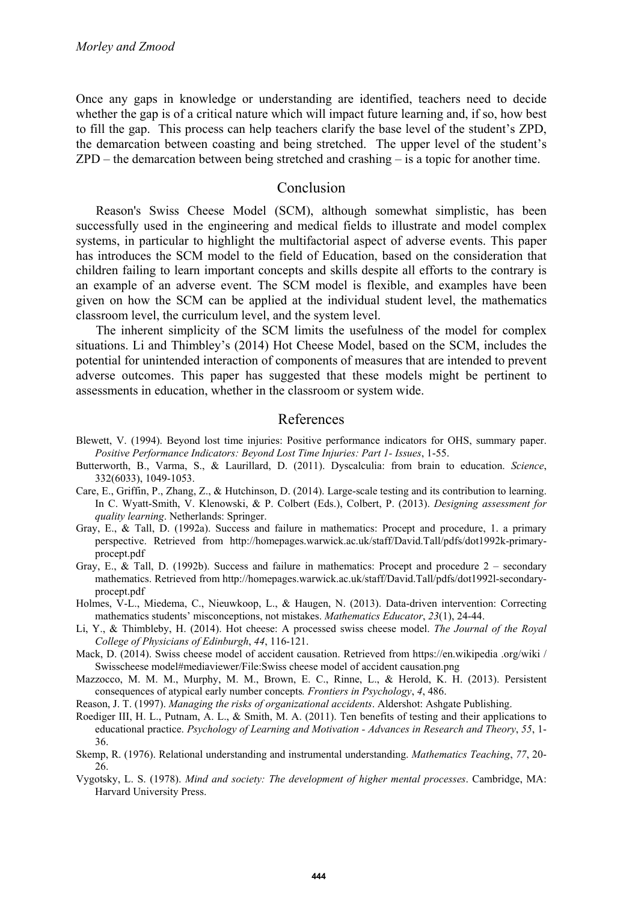Once any gaps in knowledge or understanding are identified, teachers need to decide whether the gap is of a critical nature which will impact future learning and, if so, how best to fill the gap. This process can help teachers clarify the base level of the student's ZPD, the demarcation between coasting and being stretched. The upper level of the student's ZPD – the demarcation between being stretched and crashing – is a topic for another time.

## Conclusion

Reason's Swiss Cheese Model (SCM), although somewhat simplistic, has been successfully used in the engineering and medical fields to illustrate and model complex systems, in particular to highlight the multifactorial aspect of adverse events. This paper has introduces the SCM model to the field of Education, based on the consideration that children failing to learn important concepts and skills despite all efforts to the contrary is an example of an adverse event. The SCM model is flexible, and examples have been given on how the SCM can be applied at the individual student level, the mathematics classroom level, the curriculum level, and the system level.

The inherent simplicity of the SCM limits the usefulness of the model for complex situations. Li and Thimbley's (2014) Hot Cheese Model, based on the SCM, includes the potential for unintended interaction of components of measures that are intended to prevent adverse outcomes. This paper has suggested that these models might be pertinent to assessments in education, whether in the classroom or system wide.

## References

Blewett, V. (1994). Beyond lost time injuries: Positive performance indicators for OHS, summary paper. *Positive Performance Indicators: Beyond Lost Time Injuries: Part 1- Issues*, 1-55.

Butterworth, B., Varma, S., & Laurillard, D. (2011). Dyscalculia: from brain to education. *Science*, 332(6033), 1049-1053.

Care, E., Griffin, P., Zhang, Z., & Hutchinson, D. (2014). Large-scale testing and its contribution to learning. In C. Wyatt-Smith, V. Klenowski, & P. Colbert (Eds.), Colbert, P. (2013). *Designing assessment for quality learning*. Netherlands: Springer.

Gray, E., & Tall, D. (1992a). Success and failure in mathematics: Procept and procedure, 1. a primary perspective. Retrieved from http://homepages.warwick.ac.uk/staff/David.Tall/pdfs/dot1992k-primary-procept.pdf

Gray, E., & Tall, D. (1992b). Success and failure in mathematics: Procept and procedure 2 – secondary mathematics. Retrieved from http://homepages.warwick.ac.uk/staff/David.Tall/pdfs/dot1992l-secondary-procept.pdf

Holmes, V-L., Miedema, C., Nieuwkoop, L., & Haugen, N. (2013). Data-driven intervention: Correcting mathematics students' misconceptions, not mistakes. *Mathematics Educator*, *23*(1), 24-44.

Li, Y., & Thimbleby, H. (2014). Hot cheese: A processed swiss cheese model. *The Journal of the Royal College of Physicians of Edinburgh*, *44*, 116-121.

Mack, D. (2014). Swiss cheese model of accident causation. Retrieved from https://en.wikipedia .org/wiki / Swisscheese model#mediaviewer/File:Swiss cheese model of accident causation.png

Mazzocco, M. M. M., Murphy, M. M., Brown, E. C., Rinne, L., & Herold, K. H. (2013). Persistent consequences of atypical early number concepts*. Frontiers in Psychology*, *4*, 486.

Reason, J. T. (1997). *Managing the risks of organizational accidents*. Aldershot: Ashgate Publishing.

Roediger III, H. L., Putnam, A. L., & Smith, M. A. (2011). Ten benefits of testing and their applications to educational practice. *Psychology of Learning and Motivation - Advances in Research and Theory*, *55*, 1-36.

Skemp, R. (1976). Relational understanding and instrumental understanding. *Mathematics Teaching*, *77*, 20-26.

Vygotsky, L. S. (1978). *Mind and society: The development of higher mental processes*. Cambridge, MA: Harvard University Press.